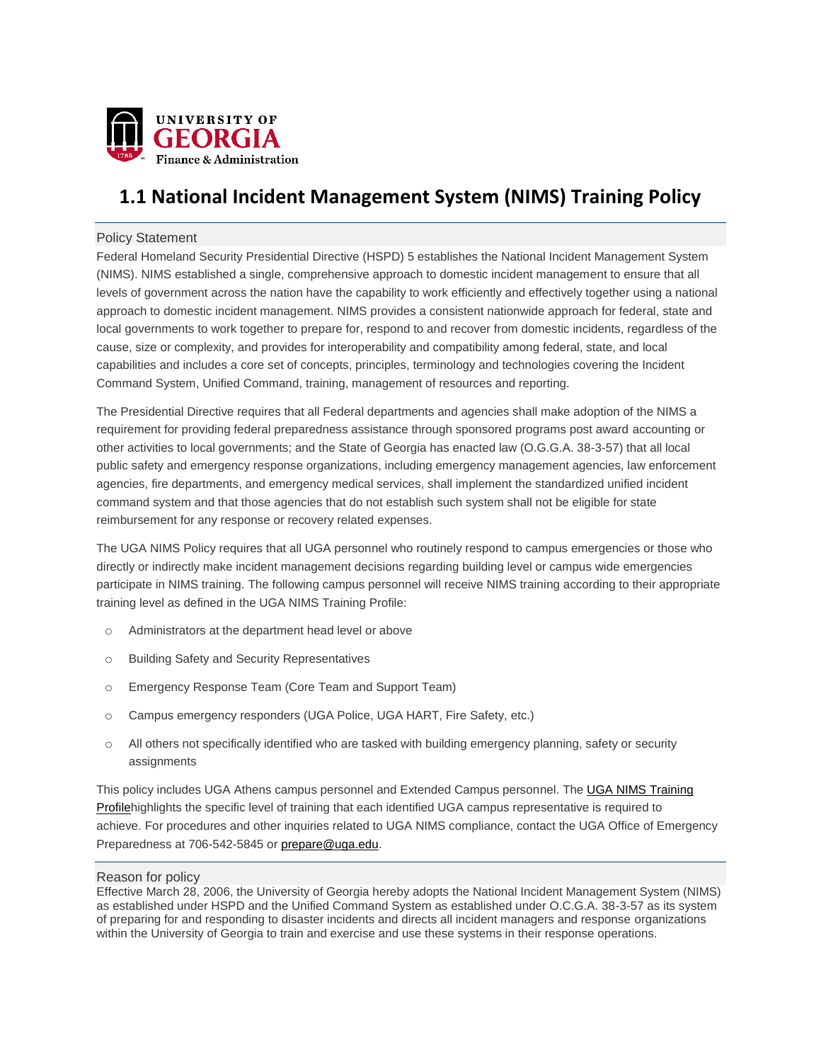UNIVERSITY OF GEORGIA
Finance & Administration

# 1.1 National Incident Management System (NIMS) Training Policy

## Policy Statement

Federal Homeland Security Presidential Directive (HSPD) 5 establishes the National Incident Management System (NIMS). NIMS established a single, comprehensive approach to domestic incident management to ensure that all levels of government across the nation have the capability to work efficiently and effectively together using a national approach to domestic incident management. NIMS provides a consistent nationwide approach for federal, state and local governments to work together to prepare for, respond to and recover from domestic incidents, regardless of the cause, size or complexity, and provides for interoperability and compatibility among federal, state, and local capabilities and includes a core set of concepts, principles, terminology and technologies covering the Incident Command System, Unified Command, training, management of resources and reporting.

The Presidential Directive requires that all Federal departments and agencies shall make adoption of the NIMS a requirement for providing federal preparedness assistance through sponsored programs post award accounting or other activities to local governments; and the State of Georgia has enacted law (O.G.G.A. 38-3-57) that all local public safety and emergency response organizations, including emergency management agencies, law enforcement agencies, fire departments, and emergency medical services, shall implement the standardized unified incident command system and that those agencies that do not establish such system shall not be eligible for state reimbursement for any response or recovery related expenses.

The UGA NIMS Policy requires that all UGA personnel who routinely respond to campus emergencies or those who directly or indirectly make incident management decisions regarding building level or campus wide emergencies participate in NIMS training. The following campus personnel will receive NIMS training according to their appropriate training level as defined in the UGA NIMS Training Profile:

- Administrators at the department head level or above
- Building Safety and Security Representatives
- Emergency Response Team (Core Team and Support Team)
- Campus emergency responders (UGA Police, UGA HART, Fire Safety, etc.)
- All others not specifically identified who are tasked with building emergency planning, safety or security assignments

This policy includes UGA Athens campus personnel and Extended Campus personnel. The UGA NIMS Training Profilehighlights the specific level of training that each identified UGA campus representative is required to achieve. For procedures and other inquiries related to UGA NIMS compliance, contact the UGA Office of Emergency Preparedness at 706-542-5845 or prepare@uga.edu.

## Reason for policy

Effective March 28, 2006, the University of Georgia hereby adopts the National Incident Management System (NIMS) as established under HSPD and the Unified Command System as established under O.C.G.A. 38-3-57 as its system of preparing for and responding to disaster incidents and directs all incident managers and response organizations within the University of Georgia to train and exercise and use these systems in their response operations.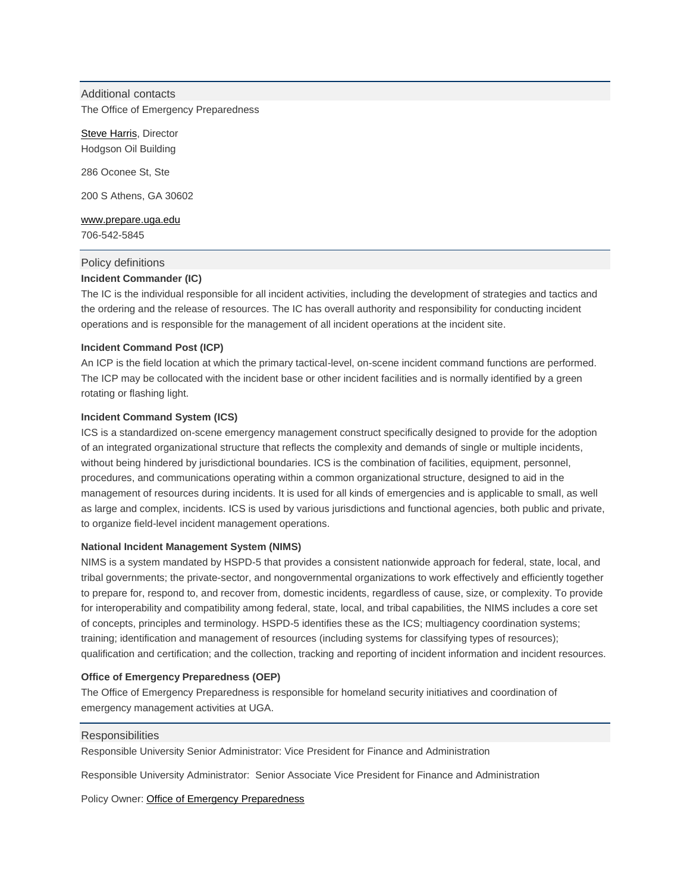## Additional contacts

The Office of Emergency Preparedness

Steve Harris, Director
Hodgson Oil Building

286 Oconee St, Ste

200 S Athens, GA 30602

www.prepare.uga.edu
706-542-5845

## Policy definitions

**Incident Commander (IC)**
The IC is the individual responsible for all incident activities, including the development of strategies and tactics and the ordering and the release of resources. The IC has overall authority and responsibility for conducting incident operations and is responsible for the management of all incident operations at the incident site.

**Incident Command Post (ICP)**
An ICP is the field location at which the primary tactical-level, on-scene incident command functions are performed. The ICP may be collocated with the incident base or other incident facilities and is normally identified by a green rotating or flashing light.

**Incident Command System (ICS)**
ICS is a standardized on-scene emergency management construct specifically designed to provide for the adoption of an integrated organizational structure that reflects the complexity and demands of single or multiple incidents, without being hindered by jurisdictional boundaries. ICS is the combination of facilities, equipment, personnel, procedures, and communications operating within a common organizational structure, designed to aid in the management of resources during incidents. It is used for all kinds of emergencies and is applicable to small, as well as large and complex, incidents. ICS is used by various jurisdictions and functional agencies, both public and private, to organize field-level incident management operations.

**National Incident Management System (NIMS)**
NIMS is a system mandated by HSPD-5 that provides a consistent nationwide approach for federal, state, local, and tribal governments; the private-sector, and nongovernmental organizations to work effectively and efficiently together to prepare for, respond to, and recover from, domestic incidents, regardless of cause, size, or complexity. To provide for interoperability and compatibility among federal, state, local, and tribal capabilities, the NIMS includes a core set of concepts, principles and terminology. HSPD-5 identifies these as the ICS; multiagency coordination systems; training; identification and management of resources (including systems for classifying types of resources); qualification and certification; and the collection, tracking and reporting of incident information and incident resources.

**Office of Emergency Preparedness (OEP)**
The Office of Emergency Preparedness is responsible for homeland security initiatives and coordination of emergency management activities at UGA.

## Responsibilities

Responsible University Senior Administrator: Vice President for Finance and Administration

Responsible University Administrator: Senior Associate Vice President for Finance and Administration

Policy Owner: Office of Emergency Preparedness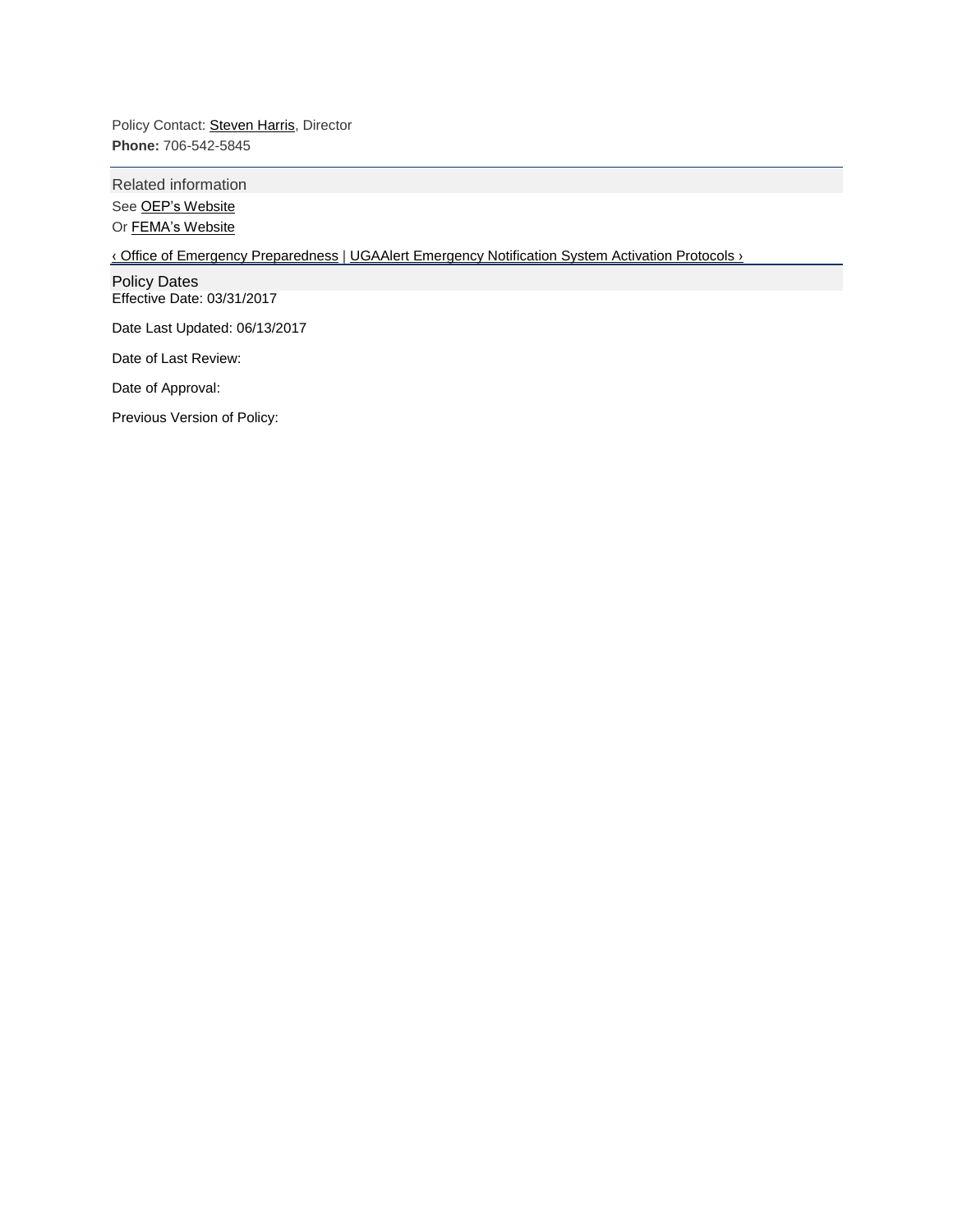Policy Contact: Steven Harris, Director
**Phone:** 706-542-5845

## Related information

See OEP's Website
Or FEMA's Website

‹ Office of Emergency Preparedness | UGAAlert Emergency Notification System Activation Protocols ›

## Policy Dates

Effective Date: 03/31/2017

Date Last Updated: 06/13/2017

Date of Last Review:

Date of Approval:

Previous Version of Policy: